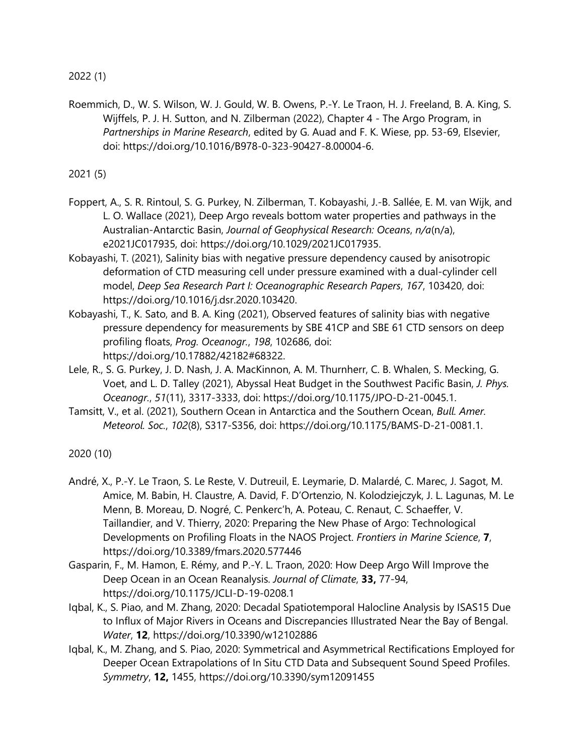2022 (1)

Roemmich, D., W. S. Wilson, W. J. Gould, W. B. Owens, P.-Y. Le Traon, H. J. Freeland, B. A. King, S. Wijffels, P. J. H. Sutton, and N. Zilberman (2022), Chapter 4 - The Argo Program, in *Partnerships in Marine Research*, edited by G. Auad and F. K. Wiese, pp. 53-69, Elsevier, doi: https://doi.org/10.1016/B978-0-323-90427-8.00004-6.

2021 (5)

Foppert, A., S. R. Rintoul, S. G. Purkey, N. Zilberman, T. Kobayashi, J.-B. Sallée, E. M. van Wijk, and L. O. Wallace (2021), Deep Argo reveals bottom water properties and pathways in the Australian-Antarctic Basin, *Journal of Geophysical Research: Oceans*, *n/a*(n/a), e2021JC017935, doi: https://doi.org/10.1029/2021JC017935.

Kobayashi, T. (2021), Salinity bias with negative pressure dependency caused by anisotropic deformation of CTD measuring cell under pressure examined with a dual-cylinder cell model, *Deep Sea Research Part I: Oceanographic Research Papers*, *167*, 103420, doi: https://doi.org/10.1016/j.dsr.2020.103420.

Kobayashi, T., K. Sato, and B. A. King (2021), Observed features of salinity bias with negative pressure dependency for measurements by SBE 41CP and SBE 61 CTD sensors on deep profiling floats, *Prog. Oceanogr.*, *198*, 102686, doi: https://doi.org/10.17882/42182#68322.

Lele, R., S. G. Purkey, J. D. Nash, J. A. MacKinnon, A. M. Thurnherr, C. B. Whalen, S. Mecking, G. Voet, and L. D. Talley (2021), Abyssal Heat Budget in the Southwest Pacific Basin, *J. Phys. Oceanogr.*, *51*(11), 3317-3333, doi: https://doi.org/10.1175/JPO-D-21-0045.1.

Tamsitt, V., et al. (2021), Southern Ocean in Antarctica and the Southern Ocean, *Bull. Amer. Meteorol. Soc.*, *102*(8), S317-S356, doi: https://doi.org/10.1175/BAMS-D-21-0081.1.

2020 (10)

André, X., P.-Y. Le Traon, S. Le Reste, V. Dutreuil, E. Leymarie, D. Malardé, C. Marec, J. Sagot, M. Amice, M. Babin, H. Claustre, A. David, F. D'Ortenzio, N. Kolodziejczyk, J. L. Lagunas, M. Le Menn, B. Moreau, D. Nogré, C. Penkerc'h, A. Poteau, C. Renaut, C. Schaeffer, V. Taillandier, and V. Thierry, 2020: Preparing the New Phase of Argo: Technological Developments on Profiling Floats in the NAOS Project. *Frontiers in Marine Science*, **7**, https://doi.org/10.3389/fmars.2020.577446

Gasparin, F., M. Hamon, E. Rémy, and P.-Y. L. Traon, 2020: How Deep Argo Will Improve the Deep Ocean in an Ocean Reanalysis. *Journal of Climate*, **33,** 77-94, https://doi.org/10.1175/JCLI-D-19-0208.1

Iqbal, K., S. Piao, and M. Zhang, 2020: Decadal Spatiotemporal Halocline Analysis by ISAS15 Due to Influx of Major Rivers in Oceans and Discrepancies Illustrated Near the Bay of Bengal. *Water*, **12**, https://doi.org/10.3390/w12102886

Iqbal, K., M. Zhang, and S. Piao, 2020: Symmetrical and Asymmetrical Rectifications Employed for Deeper Ocean Extrapolations of In Situ CTD Data and Subsequent Sound Speed Profiles. *Symmetry*, **12,** 1455, https://doi.org/10.3390/sym12091455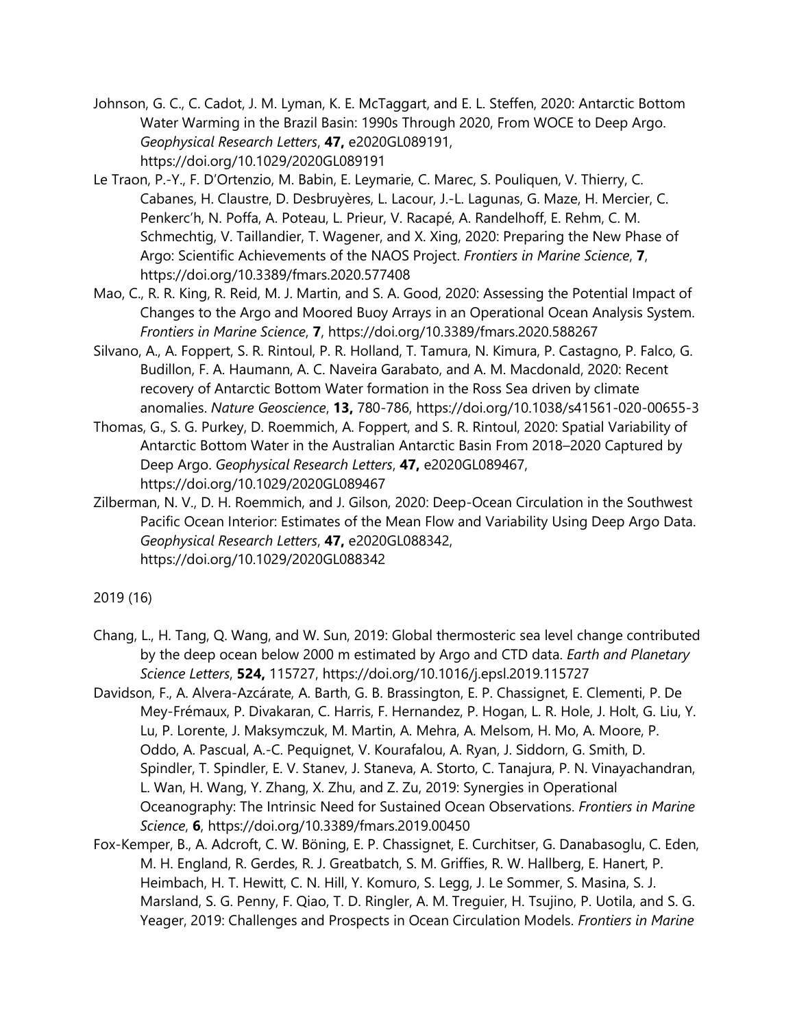Johnson, G. C., C. Cadot, J. M. Lyman, K. E. McTaggart, and E. L. Steffen, 2020: Antarctic Bottom Water Warming in the Brazil Basin: 1990s Through 2020, From WOCE to Deep Argo. *Geophysical Research Letters*, **47,** e2020GL089191, https://doi.org/10.1029/2020GL089191

Le Traon, P.-Y., F. D'Ortenzio, M. Babin, E. Leymarie, C. Marec, S. Pouliquen, V. Thierry, C. Cabanes, H. Claustre, D. Desbruyères, L. Lacour, J.-L. Lagunas, G. Maze, H. Mercier, C. Penkerc'h, N. Poffa, A. Poteau, L. Prieur, V. Racapé, A. Randelhoff, E. Rehm, C. M. Schmechtig, V. Taillandier, T. Wagener, and X. Xing, 2020: Preparing the New Phase of Argo: Scientific Achievements of the NAOS Project. *Frontiers in Marine Science*, **7**, https://doi.org/10.3389/fmars.2020.577408

Mao, C., R. R. King, R. Reid, M. J. Martin, and S. A. Good, 2020: Assessing the Potential Impact of Changes to the Argo and Moored Buoy Arrays in an Operational Ocean Analysis System. *Frontiers in Marine Science*, **7**, https://doi.org/10.3389/fmars.2020.588267

Silvano, A., A. Foppert, S. R. Rintoul, P. R. Holland, T. Tamura, N. Kimura, P. Castagno, P. Falco, G. Budillon, F. A. Haumann, A. C. Naveira Garabato, and A. M. Macdonald, 2020: Recent recovery of Antarctic Bottom Water formation in the Ross Sea driven by climate anomalies. *Nature Geoscience*, **13,** 780-786, https://doi.org/10.1038/s41561-020-00655-3

Thomas, G., S. G. Purkey, D. Roemmich, A. Foppert, and S. R. Rintoul, 2020: Spatial Variability of Antarctic Bottom Water in the Australian Antarctic Basin From 2018–2020 Captured by Deep Argo. *Geophysical Research Letters*, **47,** e2020GL089467, https://doi.org/10.1029/2020GL089467

Zilberman, N. V., D. H. Roemmich, and J. Gilson, 2020: Deep-Ocean Circulation in the Southwest Pacific Ocean Interior: Estimates of the Mean Flow and Variability Using Deep Argo Data. *Geophysical Research Letters*, **47,** e2020GL088342, https://doi.org/10.1029/2020GL088342

2019 (16)

Chang, L., H. Tang, Q. Wang, and W. Sun, 2019: Global thermosteric sea level change contributed by the deep ocean below 2000 m estimated by Argo and CTD data. *Earth and Planetary Science Letters*, **524,** 115727, https://doi.org/10.1016/j.epsl.2019.115727

Davidson, F., A. Alvera-Azcárate, A. Barth, G. B. Brassington, E. P. Chassignet, E. Clementi, P. De Mey-Frémaux, P. Divakaran, C. Harris, F. Hernandez, P. Hogan, L. R. Hole, J. Holt, G. Liu, Y. Lu, P. Lorente, J. Maksymczuk, M. Martin, A. Mehra, A. Melsom, H. Mo, A. Moore, P. Oddo, A. Pascual, A.-C. Pequignet, V. Kourafalou, A. Ryan, J. Siddorn, G. Smith, D. Spindler, T. Spindler, E. V. Stanev, J. Staneva, A. Storto, C. Tanajura, P. N. Vinayachandran, L. Wan, H. Wang, Y. Zhang, X. Zhu, and Z. Zu, 2019: Synergies in Operational Oceanography: The Intrinsic Need for Sustained Ocean Observations. *Frontiers in Marine Science*, **6**, https://doi.org/10.3389/fmars.2019.00450

Fox-Kemper, B., A. Adcroft, C. W. Böning, E. P. Chassignet, E. Curchitser, G. Danabasoglu, C. Eden, M. H. England, R. Gerdes, R. J. Greatbatch, S. M. Griffies, R. W. Hallberg, E. Hanert, P. Heimbach, H. T. Hewitt, C. N. Hill, Y. Komuro, S. Legg, J. Le Sommer, S. Masina, S. J. Marsland, S. G. Penny, F. Qiao, T. D. Ringler, A. M. Treguier, H. Tsujino, P. Uotila, and S. G. Yeager, 2019: Challenges and Prospects in Ocean Circulation Models. *Frontiers in Marine*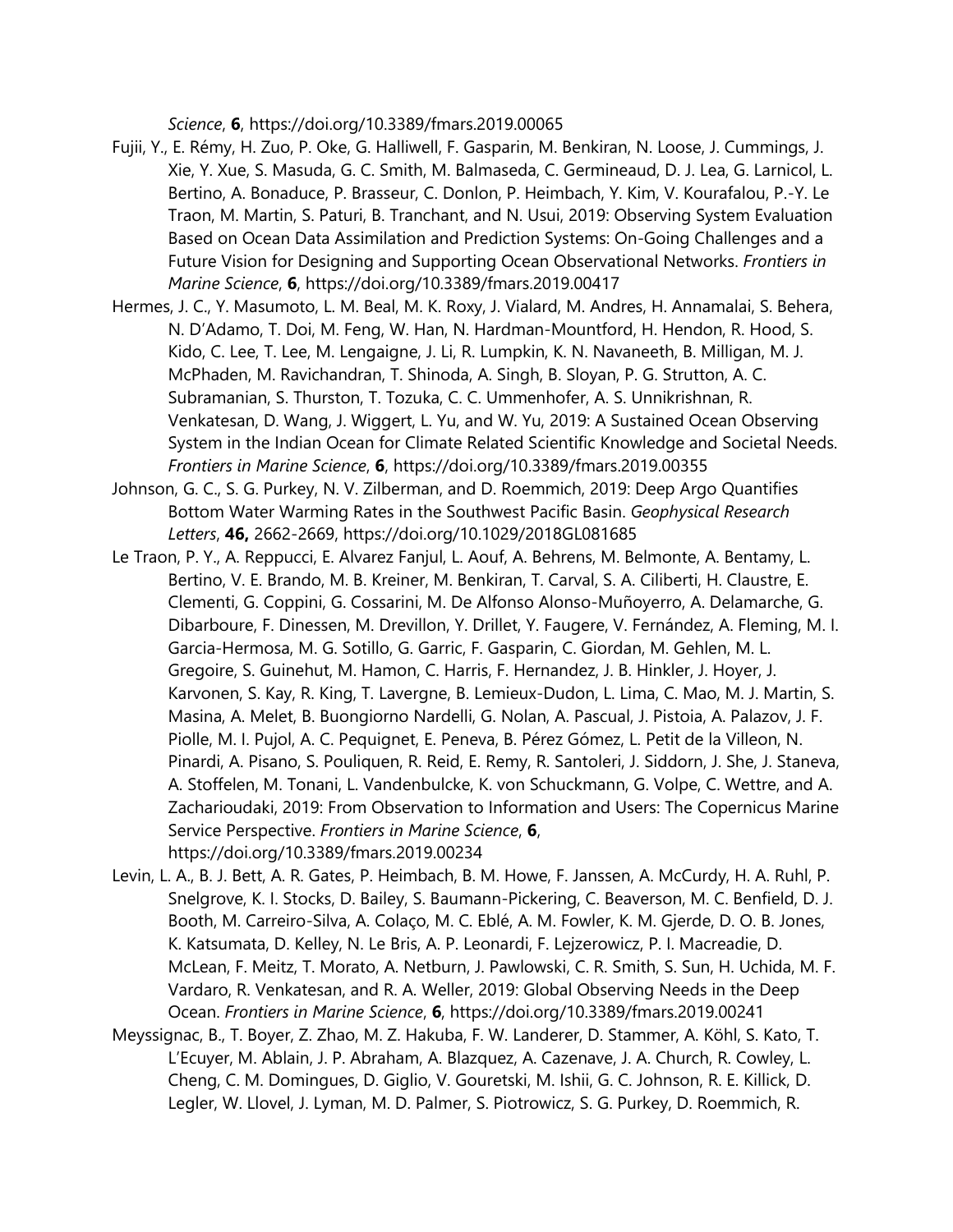*Science*, **6**, https://doi.org/10.3389/fmars.2019.00065

Fujii, Y., E. Rémy, H. Zuo, P. Oke, G. Halliwell, F. Gasparin, M. Benkiran, N. Loose, J. Cummings, J. Xie, Y. Xue, S. Masuda, G. C. Smith, M. Balmaseda, C. Germineaud, D. J. Lea, G. Larnicol, L. Bertino, A. Bonaduce, P. Brasseur, C. Donlon, P. Heimbach, Y. Kim, V. Kourafalou, P.-Y. Le Traon, M. Martin, S. Paturi, B. Tranchant, and N. Usui, 2019: Observing System Evaluation Based on Ocean Data Assimilation and Prediction Systems: On-Going Challenges and a Future Vision for Designing and Supporting Ocean Observational Networks. *Frontiers in Marine Science*, **6**, https://doi.org/10.3389/fmars.2019.00417

Hermes, J. C., Y. Masumoto, L. M. Beal, M. K. Roxy, J. Vialard, M. Andres, H. Annamalai, S. Behera, N. D'Adamo, T. Doi, M. Feng, W. Han, N. Hardman-Mountford, H. Hendon, R. Hood, S. Kido, C. Lee, T. Lee, M. Lengaigne, J. Li, R. Lumpkin, K. N. Navaneeth, B. Milligan, M. J. McPhaden, M. Ravichandran, T. Shinoda, A. Singh, B. Sloyan, P. G. Strutton, A. C. Subramanian, S. Thurston, T. Tozuka, C. C. Ummenhofer, A. S. Unnikrishnan, R. Venkatesan, D. Wang, J. Wiggert, L. Yu, and W. Yu, 2019: A Sustained Ocean Observing System in the Indian Ocean for Climate Related Scientific Knowledge and Societal Needs. *Frontiers in Marine Science*, **6**, https://doi.org/10.3389/fmars.2019.00355

Johnson, G. C., S. G. Purkey, N. V. Zilberman, and D. Roemmich, 2019: Deep Argo Quantifies Bottom Water Warming Rates in the Southwest Pacific Basin. *Geophysical Research Letters*, **46,** 2662-2669, https://doi.org/10.1029/2018GL081685

Le Traon, P. Y., A. Reppucci, E. Alvarez Fanjul, L. Aouf, A. Behrens, M. Belmonte, A. Bentamy, L. Bertino, V. E. Brando, M. B. Kreiner, M. Benkiran, T. Carval, S. A. Ciliberti, H. Claustre, E. Clementi, G. Coppini, G. Cossarini, M. De Alfonso Alonso-Muñoyerro, A. Delamarche, G. Dibarboure, F. Dinessen, M. Drevillon, Y. Drillet, Y. Faugere, V. Fernández, A. Fleming, M. I. Garcia-Hermosa, M. G. Sotillo, G. Garric, F. Gasparin, C. Giordan, M. Gehlen, M. L. Gregoire, S. Guinehut, M. Hamon, C. Harris, F. Hernandez, J. B. Hinkler, J. Hoyer, J. Karvonen, S. Kay, R. King, T. Lavergne, B. Lemieux-Dudon, L. Lima, C. Mao, M. J. Martin, S. Masina, A. Melet, B. Buongiorno Nardelli, G. Nolan, A. Pascual, J. Pistoia, A. Palazov, J. F. Piolle, M. I. Pujol, A. C. Pequignet, E. Peneva, B. Pérez Gómez, L. Petit de la Villeon, N. Pinardi, A. Pisano, S. Pouliquen, R. Reid, E. Remy, R. Santoleri, J. Siddorn, J. She, J. Staneva, A. Stoffelen, M. Tonani, L. Vandenbulcke, K. von Schuckmann, G. Volpe, C. Wettre, and A. Zacharioudaki, 2019: From Observation to Information and Users: The Copernicus Marine Service Perspective. *Frontiers in Marine Science*, **6**, https://doi.org/10.3389/fmars.2019.00234

Levin, L. A., B. J. Bett, A. R. Gates, P. Heimbach, B. M. Howe, F. Janssen, A. McCurdy, H. A. Ruhl, P. Snelgrove, K. I. Stocks, D. Bailey, S. Baumann-Pickering, C. Beaverson, M. C. Benfield, D. J. Booth, M. Carreiro-Silva, A. Colaço, M. C. Eblé, A. M. Fowler, K. M. Gjerde, D. O. B. Jones, K. Katsumata, D. Kelley, N. Le Bris, A. P. Leonardi, F. Lejzerowicz, P. I. Macreadie, D. McLean, F. Meitz, T. Morato, A. Netburn, J. Pawlowski, C. R. Smith, S. Sun, H. Uchida, M. F. Vardaro, R. Venkatesan, and R. A. Weller, 2019: Global Observing Needs in the Deep Ocean. *Frontiers in Marine Science*, **6**, https://doi.org/10.3389/fmars.2019.00241

Meyssignac, B., T. Boyer, Z. Zhao, M. Z. Hakuba, F. W. Landerer, D. Stammer, A. Köhl, S. Kato, T. L'Ecuyer, M. Ablain, J. P. Abraham, A. Blazquez, A. Cazenave, J. A. Church, R. Cowley, L. Cheng, C. M. Domingues, D. Giglio, V. Gouretski, M. Ishii, G. C. Johnson, R. E. Killick, D. Legler, W. Llovel, J. Lyman, M. D. Palmer, S. Piotrowicz, S. G. Purkey, D. Roemmich, R.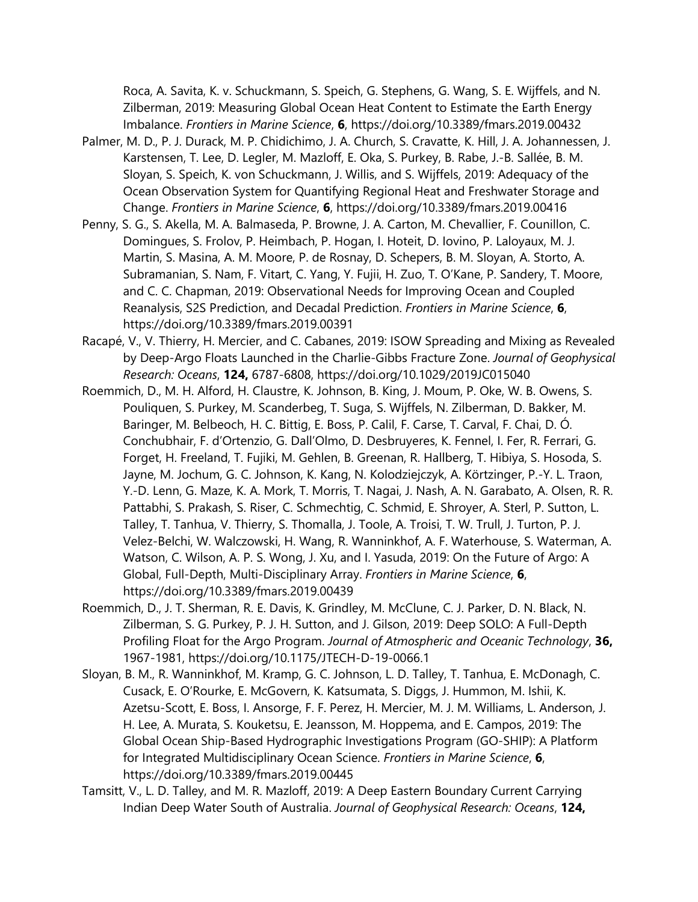Roca, A. Savita, K. v. Schuckmann, S. Speich, G. Stephens, G. Wang, S. E. Wijffels, and N. Zilberman, 2019: Measuring Global Ocean Heat Content to Estimate the Earth Energy Imbalance. *Frontiers in Marine Science*, **6**, https://doi.org/10.3389/fmars.2019.00432

Palmer, M. D., P. J. Durack, M. P. Chidichimo, J. A. Church, S. Cravatte, K. Hill, J. A. Johannessen, J. Karstensen, T. Lee, D. Legler, M. Mazloff, E. Oka, S. Purkey, B. Rabe, J.-B. Sallée, B. M. Sloyan, S. Speich, K. von Schuckmann, J. Willis, and S. Wijffels, 2019: Adequacy of the Ocean Observation System for Quantifying Regional Heat and Freshwater Storage and Change. *Frontiers in Marine Science*, **6**, https://doi.org/10.3389/fmars.2019.00416

Penny, S. G., S. Akella, M. A. Balmaseda, P. Browne, J. A. Carton, M. Chevallier, F. Counillon, C. Domingues, S. Frolov, P. Heimbach, P. Hogan, I. Hoteit, D. Iovino, P. Laloyaux, M. J. Martin, S. Masina, A. M. Moore, P. de Rosnay, D. Schepers, B. M. Sloyan, A. Storto, A. Subramanian, S. Nam, F. Vitart, C. Yang, Y. Fujii, H. Zuo, T. O'Kane, P. Sandery, T. Moore, and C. C. Chapman, 2019: Observational Needs for Improving Ocean and Coupled Reanalysis, S2S Prediction, and Decadal Prediction. *Frontiers in Marine Science*, **6**, https://doi.org/10.3389/fmars.2019.00391

Racapé, V., V. Thierry, H. Mercier, and C. Cabanes, 2019: ISOW Spreading and Mixing as Revealed by Deep-Argo Floats Launched in the Charlie-Gibbs Fracture Zone. *Journal of Geophysical Research: Oceans*, **124,** 6787-6808, https://doi.org/10.1029/2019JC015040

Roemmich, D., M. H. Alford, H. Claustre, K. Johnson, B. King, J. Moum, P. Oke, W. B. Owens, S. Pouliquen, S. Purkey, M. Scanderbeg, T. Suga, S. Wijffels, N. Zilberman, D. Bakker, M. Baringer, M. Belbeoch, H. C. Bittig, E. Boss, P. Calil, F. Carse, T. Carval, F. Chai, D. Ó. Conchubhair, F. d'Ortenzio, G. Dall'Olmo, D. Desbruyeres, K. Fennel, I. Fer, R. Ferrari, G. Forget, H. Freeland, T. Fujiki, M. Gehlen, B. Greenan, R. Hallberg, T. Hibiya, S. Hosoda, S. Jayne, M. Jochum, G. C. Johnson, K. Kang, N. Kolodziejczyk, A. Körtzinger, P.-Y. L. Traon, Y.-D. Lenn, G. Maze, K. A. Mork, T. Morris, T. Nagai, J. Nash, A. N. Garabato, A. Olsen, R. R. Pattabhi, S. Prakash, S. Riser, C. Schmechtig, C. Schmid, E. Shroyer, A. Sterl, P. Sutton, L. Talley, T. Tanhua, V. Thierry, S. Thomalla, J. Toole, A. Troisi, T. W. Trull, J. Turton, P. J. Velez-Belchi, W. Walczowski, H. Wang, R. Wanninkhof, A. F. Waterhouse, S. Waterman, A. Watson, C. Wilson, A. P. S. Wong, J. Xu, and I. Yasuda, 2019: On the Future of Argo: A Global, Full-Depth, Multi-Disciplinary Array. *Frontiers in Marine Science*, **6**, https://doi.org/10.3389/fmars.2019.00439

Roemmich, D., J. T. Sherman, R. E. Davis, K. Grindley, M. McClune, C. J. Parker, D. N. Black, N. Zilberman, S. G. Purkey, P. J. H. Sutton, and J. Gilson, 2019: Deep SOLO: A Full-Depth Profiling Float for the Argo Program. *Journal of Atmospheric and Oceanic Technology*, **36,** 1967-1981, https://doi.org/10.1175/JTECH-D-19-0066.1

Sloyan, B. M., R. Wanninkhof, M. Kramp, G. C. Johnson, L. D. Talley, T. Tanhua, E. McDonagh, C. Cusack, E. O'Rourke, E. McGovern, K. Katsumata, S. Diggs, J. Hummon, M. Ishii, K. Azetsu-Scott, E. Boss, I. Ansorge, F. F. Perez, H. Mercier, M. J. M. Williams, L. Anderson, J. H. Lee, A. Murata, S. Kouketsu, E. Jeansson, M. Hoppema, and E. Campos, 2019: The Global Ocean Ship-Based Hydrographic Investigations Program (GO-SHIP): A Platform for Integrated Multidisciplinary Ocean Science. *Frontiers in Marine Science*, **6**, https://doi.org/10.3389/fmars.2019.00445

Tamsitt, V., L. D. Talley, and M. R. Mazloff, 2019: A Deep Eastern Boundary Current Carrying Indian Deep Water South of Australia. *Journal of Geophysical Research: Oceans*, **124,**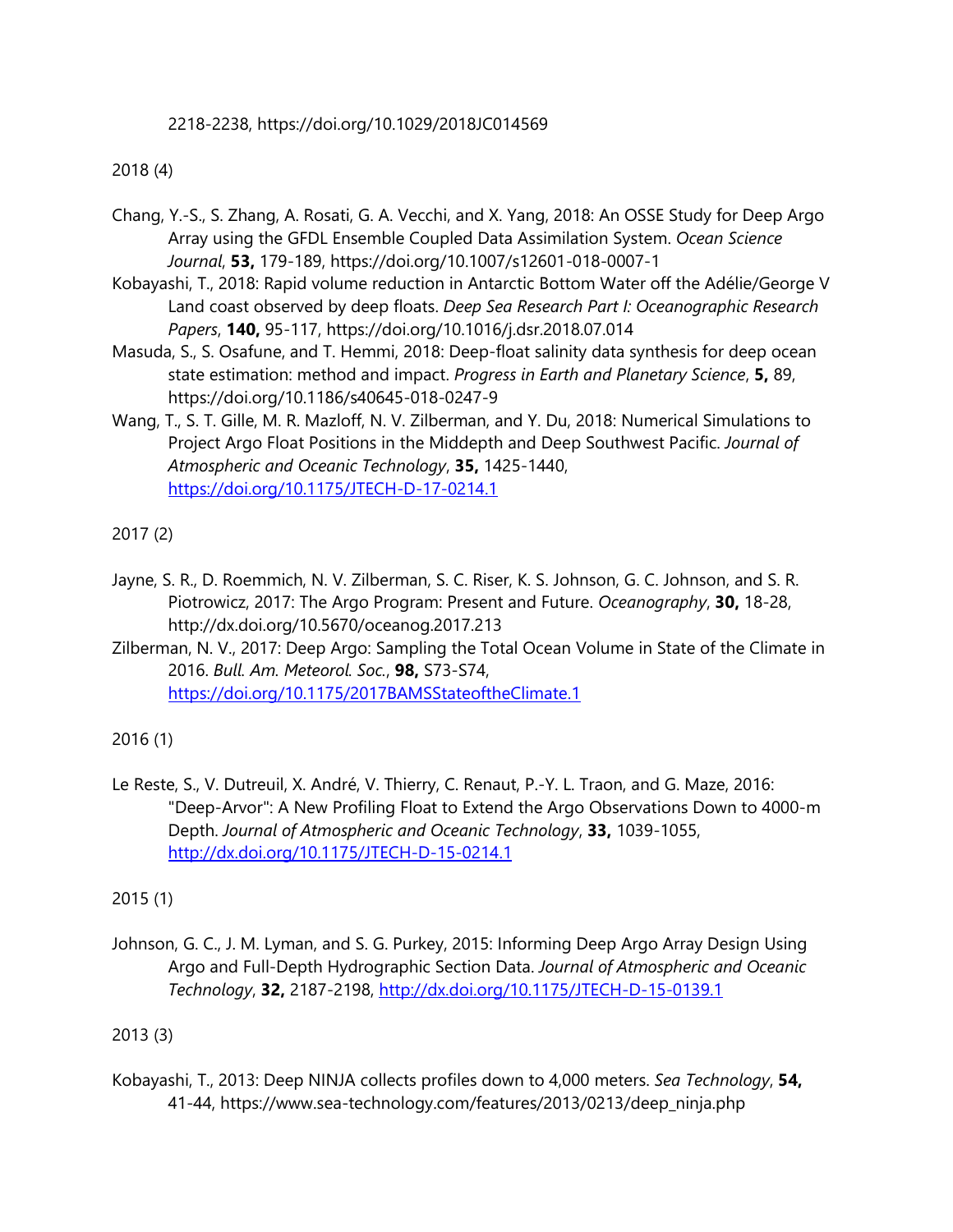2218-2238, https://doi.org/10.1029/2018JC014569

2018 (4)

Chang, Y.-S., S. Zhang, A. Rosati, G. A. Vecchi, and X. Yang, 2018: An OSSE Study for Deep Argo Array using the GFDL Ensemble Coupled Data Assimilation System. *Ocean Science Journal*, **53,** 179-189, https://doi.org/10.1007/s12601-018-0007-1

Kobayashi, T., 2018: Rapid volume reduction in Antarctic Bottom Water off the Adélie/George V Land coast observed by deep floats. *Deep Sea Research Part I: Oceanographic Research Papers*, **140,** 95-117, https://doi.org/10.1016/j.dsr.2018.07.014

Masuda, S., S. Osafune, and T. Hemmi, 2018: Deep-float salinity data synthesis for deep ocean state estimation: method and impact. *Progress in Earth and Planetary Science*, **5,** 89, https://doi.org/10.1186/s40645-018-0247-9

Wang, T., S. T. Gille, M. R. Mazloff, N. V. Zilberman, and Y. Du, 2018: Numerical Simulations to Project Argo Float Positions in the Middepth and Deep Southwest Pacific. *Journal of Atmospheric and Oceanic Technology*, **35,** 1425-1440, https://doi.org/10.1175/JTECH-D-17-0214.1

2017 (2)

Jayne, S. R., D. Roemmich, N. V. Zilberman, S. C. Riser, K. S. Johnson, G. C. Johnson, and S. R. Piotrowicz, 2017: The Argo Program: Present and Future. *Oceanography*, **30,** 18-28, http://dx.doi.org/10.5670/oceanog.2017.213

Zilberman, N. V., 2017: Deep Argo: Sampling the Total Ocean Volume in State of the Climate in 2016. *Bull. Am. Meteorol. Soc.*, **98,** S73-S74, https://doi.org/10.1175/2017BAMSStateoftheClimate.1

2016 (1)

Le Reste, S., V. Dutreuil, X. André, V. Thierry, C. Renaut, P.-Y. L. Traon, and G. Maze, 2016: "Deep-Arvor": A New Profiling Float to Extend the Argo Observations Down to 4000-m Depth. *Journal of Atmospheric and Oceanic Technology*, **33,** 1039-1055, http://dx.doi.org/10.1175/JTECH-D-15-0214.1

2015 (1)

Johnson, G. C., J. M. Lyman, and S. G. Purkey, 2015: Informing Deep Argo Array Design Using Argo and Full-Depth Hydrographic Section Data. *Journal of Atmospheric and Oceanic Technology*, **32,** 2187-2198, http://dx.doi.org/10.1175/JTECH-D-15-0139.1

2013 (3)

Kobayashi, T., 2013: Deep NINJA collects profiles down to 4,000 meters. *Sea Technology*, **54,** 41-44, https://www.sea-technology.com/features/2013/0213/deep_ninja.php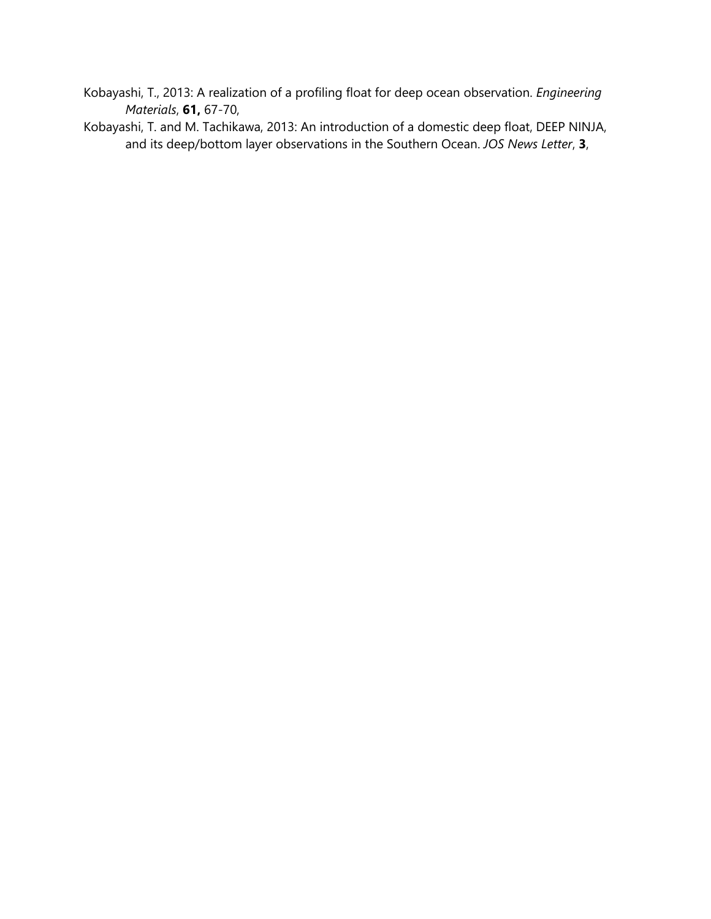Kobayashi, T., 2013: A realization of a profiling float for deep ocean observation. *Engineering Materials*, **61,** 67-70,

Kobayashi, T. and M. Tachikawa, 2013: An introduction of a domestic deep float, DEEP NINJA, and its deep/bottom layer observations in the Southern Ocean. *JOS News Letter*, **3**,